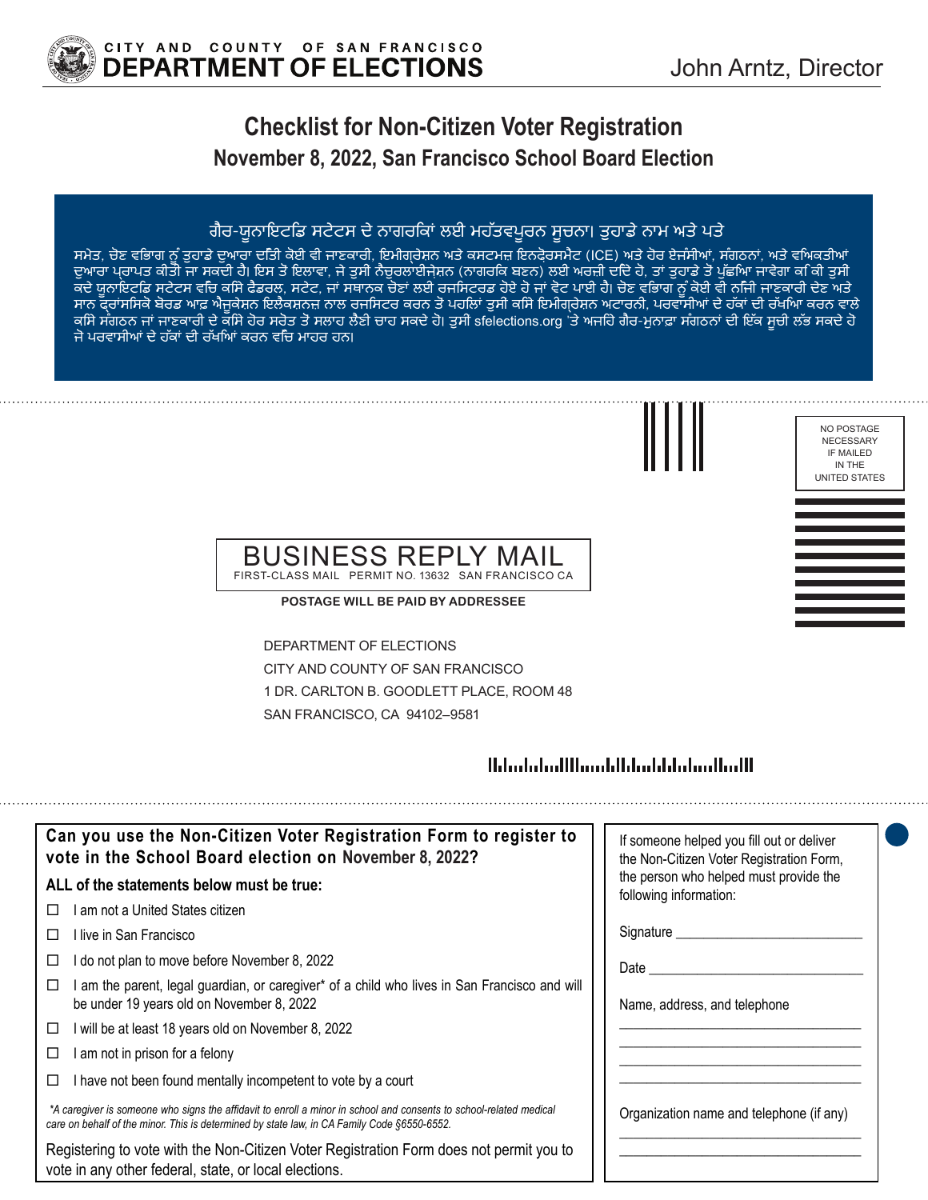CITY AND COUNTY OF SAN FRANCISCO
**DEPARTMENT OF ELECTIONS**

John Arntz, Director

# Checklist for Non-Citizen Voter Registration

## November 8, 2022, San Francisco School Board Election

**ਗੈਰ-ਯੂਨਾਇਟਿਡ ਸਟੇਟਸ ਦੇ ਨਾਗਰਕਿਾਂ ਲਈ ਮਹੱਤਵਪੂਰਨ ਸੂਚਨਾ। ਤੁਹਾਡੇ ਨਾਮ ਅਤੇ ਪਤੇ**

ਸਮੇਤ, ਚੋਣ ਵਭਿਾਗ ਨੂੰ ਤੁਹਾਡੇ ਦੁਆਰਾ ਦੱਤੀ ਕੋਈ ਵੀ ਜਾਣਕਾਰੀ, ਇਮੀਗ੍ਰੇਸ਼ਨ ਅਤੇ ਕਸਟਮਜ਼ ਇਨਫ਼ੋਰਸਮੈਂਟ (ICE) ਅਤੇ ਹੋਰ ਏਜੰਸੀਆਂ, ਸੰਗਠਨਾਂ, ਅਤੇ ਵਅਿਕਤੀਆਂ ਦੁਆਰਾ ਪ੍ਰਾਪਤ ਕੀਤੀ ਜਾ ਸਕਦੀ ਹੈ। ਇਸ ਤੋਂ ਇਲਾਵਾ, ਜੇ ਤੁਸੀਂ ਨੈਚੁਰਲਾਈਜੇਸ਼ਨ (ਨਾਗਰਕਿ ਬਣਨ) ਲਈ ਅਰਜ਼ੀ ਦਦਿੇ ਹੋ, ਤਾਂ ਤੁਹਾਡੇ ਤੋਂ ਪੁੱਛਆਿ ਜਾਵੇਗਾ ਕ ਿਕੀ ਤੁਸੀਂ ਕਦੇ ਯੂਨਾਇਟਿਡ ਸਟੇਟਸ ਵਚਿ ਕਸਿ ਫੈਡਰਲ, ਸਟੇਟ, ਜਾਂ ਸਥਾਨਕ ਚੋਣਾਂ ਲਈ ਰਜਸਿਟਰਡ ਹੋਏ ਹੋ ਜਾਂ ਵੋਟ ਪਾਈ ਹੈ। ਚੋਣ ਵਭਿਾਗ ਨੂੰ ਕੋਈ ਵੀ ਨਜੀ ਜਾਣਕਾਰੀ ਦੇਣ ਅਤੇ ਸਾਨ ਫ੍ਰਾਂਸਸਿਕੋ ਬੋਰਡ ਆਫ਼ ਐਜੂਕੇਸ਼ਨ ਇਲੈਕਸ਼ਨਜ਼ ਨਾਲ ਰਜਸਿਟਰ ਕਰਨ ਤੋਂ ਪਹਲਿਾਂ ਤੁਸੀਂ ਕਸਿ ਇਮੀਗ੍ਰੇਸ਼ਨ ਅਟਾਰਨੀ, ਪਰਵਾਸੀਆਂ ਦੇ ਹੱਕਾਂ ਦੀ ਰੱਖਆਿ ਕਰਨ ਵਾਲੇ ਕਸਿ ਸੰਗਠਨ ਜਾਂ ਜਾਣਕਾਰੀ ਦੇ ਕਸਿ ਹੋਰ ਸਰੋਤ ਤੋਂ ਸਲਾਹ ਲੈਣੀ ਚਾਹ ਸਕਦੇ ਹੋ। ਤੁਸੀਂ sfelections.org 'ਤੇ ਅਜਹਿ ਗੈਰ-ਮੁਨਾਫ਼ਾ ਸੰਗਠਨਾਂ ਦੀ ਇੱਕ ਸੂਚੀ ਲੱਭ ਸਕਦੇ ਹੋ ਜੋ ਪਰਵਾਸੀਆਂ ਦੇ ਹੱਕਾਂ ਦੀ ਰੱਖਆਿ ਕਰਨ ਵਚਿ ਮਾਹਰ ਹਨ।

NO POSTAGE NECESSARY IF MAILED IN THE UNITED STATES

BUSINESS REPLY MAIL
FIRST-CLASS MAIL PERMIT NO. 13632 SAN FRANCISCO CA

**POSTAGE WILL BE PAID BY ADDRESSEE**

DEPARTMENT OF ELECTIONS
CITY AND COUNTY OF SAN FRANCISCO
1 DR. CARLTON B. GOODLETT PLACE, ROOM 48
SAN FRANCISCO, CA 94102–9581

**Can you use the Non-Citizen Voter Registration Form to register to vote in the School Board election on November 8, 2022?**

**ALL of the statements below must be true:**

- ☐ I am not a United States citizen
- ☐ I live in San Francisco
- ☐ I do not plan to move before November 8, 2022
- ☐ I am the parent, legal guardian, or caregiver* of a child who lives in San Francisco and will be under 19 years old on November 8, 2022
- ☐ I will be at least 18 years old on November 8, 2022
- ☐ I am not in prison for a felony
- ☐ I have not been found mentally incompetent to vote by a court

*\*A caregiver is someone who signs the affidavit to enroll a minor in school and consents to school-related medical care on behalf of the minor. This is determined by state law, in CA Family Code §6550-6552.*

Registering to vote with the Non-Citizen Voter Registration Form does not permit you to vote in any other federal, state, or local elections.

If someone helped you fill out or deliver the Non-Citizen Voter Registration Form, the person who helped must provide the following information:

Signature ____________________________

Date ____________________________

Name, address, and telephone

____________________________
____________________________
____________________________
____________________________

Organization name and telephone (if any)

____________________________
____________________________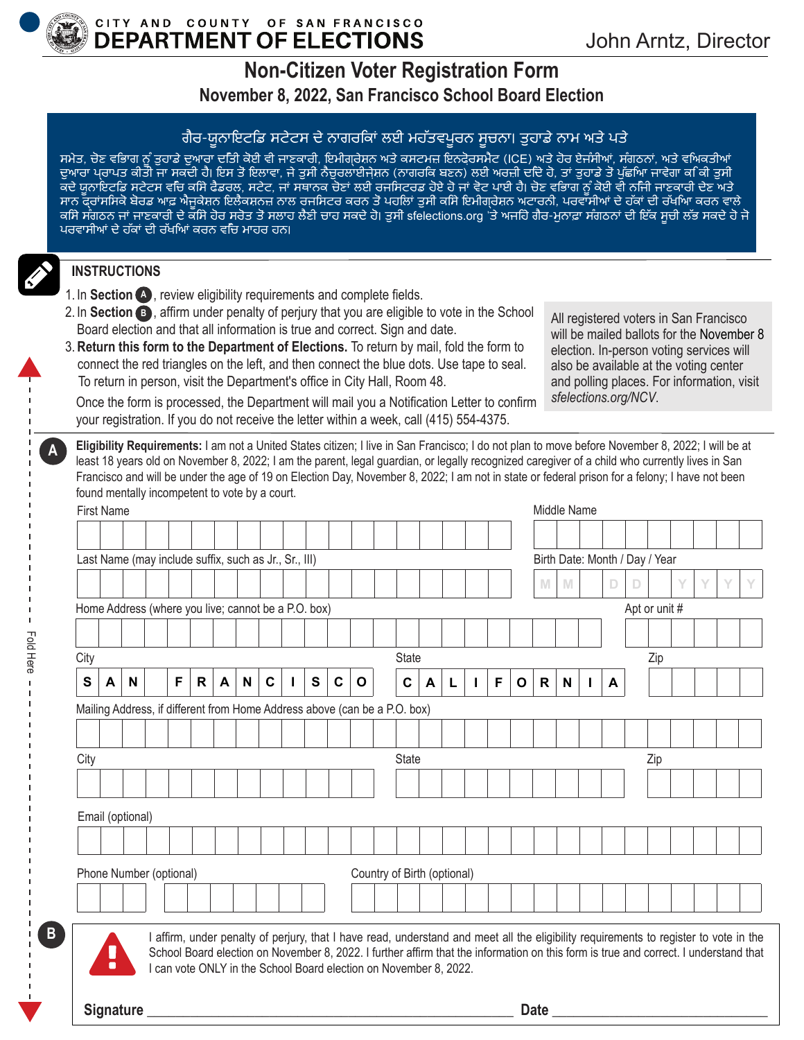CITY AND COUNTY OF SAN FRANCISCO
**DEPARTMENT OF ELECTIONS**

John Arntz, Director

# Non-Citizen Voter Registration Form

## November 8, 2022, San Francisco School Board Election

**ਗੈਰ-ਯੂਨਾਇਟਿਡ ਸਟੇਟਸ ਦੇ ਨਾਗਰਿਕਾਂ ਲਈ ਮਹੱਤਵਪੂਰਨ ਸੂਚਨਾ। ਤੁਹਾਡੇ ਨਾਮ ਅਤੇ ਪਤੇ**

ਸਮੇਤ, ਚੋਣ ਵਿਭਾਗ ਨੂੰ ਤੁਹਾਡੇ ਦੁਆਰਾ ਦਿੱਤੀ ਕੋਈ ਵੀ ਜਾਣਕਾਰੀ, ਇਮੀਗ੍ਰੇਸ਼ਨ ਅਤੇ ਕਸਟਮਜ਼ ਇਨਫੋਰਸਮੈਂਟ (ICE) ਅਤੇ ਹੋਰ ਏਜੰਸੀਆਂ, ਸੰਗਠਨਾਂ, ਅਤੇ ਵਿਅਕਤੀਆਂ ਦੁਆਰਾ ਪ੍ਰਾਪਤ ਕੀਤੀ ਜਾ ਸਕਦੀ ਹੈ। ਇਸ ਤੋਂ ਇਲਾਵਾ, ਜੇ ਤੁਸੀਂ ਨੈਚੁਰਲਾਈਜ਼ੇਸ਼ਨ (ਨਾਗਰਿਕ ਬਣਨ) ਲਈ ਅਰਜ਼ੀ ਦਿੰਦੇ ਹੋ, ਤਾਂ ਤੁਹਾਡੇ ਤੋਂ ਪੁੱਛਿਆ ਜਾਵੇਗਾ ਕਿ ਕੀ ਤੁਸੀਂ ਕਦੇ ਯੂਨਾਇਟਿਡ ਸਟੇਟਸ ਵਿੱਚ ਕਿਸੇ ਫੈਡਰਲ, ਸਟੇਟ, ਜਾਂ ਸਥਾਨਕ ਚੋਣਾਂ ਲਈ ਰਜਿਸਟਰਡ ਹੋਏ ਹੋ ਜਾਂ ਵੋਟ ਪਾਈ ਹੈ। ਚੋਣ ਵਿਭਾਗ ਨੂੰ ਕੋਈ ਵੀ ਨਿੱਜੀ ਜਾਣਕਾਰੀ ਦੇਣ ਅਤੇ ਸਾਨ ਫ੍ਰਾਂਸਿਸਕੋ ਬੋਰਡ ਆਫ਼ ਐਜੂਕੇਸ਼ਨ ਇਲੈਕਸ਼ਨਜ਼ ਨਾਲ ਰਜਿਸਟਰ ਕਰਨ ਤੋਂ ਪਹਿਲਾਂ ਤੁਸੀਂ ਕਿਸੇ ਇਮੀਗ੍ਰੇਸ਼ਨ ਅਟਾਰਨੀ, ਪਰਵਾਸੀਆਂ ਦੇ ਹੱਕਾਂ ਦੀ ਰੱਖਿਆ ਕਰਨ ਵਾਲੇ ਕਿਸੇ ਸੰਗਠਨ ਜਾਂ ਜਾਣਕਾਰੀ ਦੇ ਕਿਸੇ ਹੋਰ ਸਰੋਤ ਤੋਂ ਸਲਾਹ ਲੈਣੀ ਚਾਹ ਸਕਦੇ ਹੋ। ਤੁਸੀਂ sfelections.org 'ਤੇ ਅਜਿਹੇ ਗੈਰ-ਮੁਨਾਫ਼ਾ ਸੰਗਠਨਾਂ ਦੀ ਇੱਕ ਸੂਚੀ ਲੱਭ ਸਕਦੇ ਹੋ ਜੋ ਪਰਵਾਸੀਆਂ ਦੇ ਹੱਕਾਂ ਦੀ ਰੱਖਿਆ ਕਰਨ ਵਿੱਚ ਮਾਹਰ ਹਨ।

### INSTRUCTIONS

1. In **Section A**, review eligibility requirements and complete fields.
2. In **Section B**, affirm under penalty of perjury that you are eligible to vote in the School Board election and that all information is true and correct. Sign and date.
3. **Return this form to the Department of Elections.** To return by mail, fold the form to connect the red triangles on the left, and then connect the blue dots. Use tape to seal. To return in person, visit the Department's office in City Hall, Room 48.

Once the form is processed, the Department will mail you a Notification Letter to confirm your registration. If you do not receive the letter within a week, call (415) 554-4375.

All registered voters in San Francisco will be mailed ballots for the November 8 election. In-person voting services will also be available at the voting center and polling places. For information, visit *sfelections.org/NCV*.

Fold Here

**A**

**Eligibility Requirements:** I am not a United States citizen; I live in San Francisco; I do not plan to move before November 8, 2022; I will be at least 18 years old on November 8, 2022; I am the parent, legal guardian, or legally recognized caregiver of a child who currently lives in San Francisco and will be under the age of 19 on Election Day, November 8, 2022; I am not in state or federal prison for a felony; I have not been found mentally incompetent to vote by a court.

First Name ____________________ Middle Name ____________________

Last Name (may include suffix, such as Jr., Sr., III) ____________________ Birth Date: Month / Day / Year M M / D D / Y Y Y Y

Home Address (where you live; cannot be a P.O. box) ____________________ Apt or unit # ________

City: SAN FRANCISCO State: CALIFORNIA Zip ________

Mailing Address, if different from Home Address above (can be a P.O. box) ____________________

City ____________________ State ____________________ Zip ________

Email (optional) ____________________

Phone Number (optional) ____________________ Country of Birth (optional) ____________________

**B**

I affirm, under penalty of perjury, that I have read, understand and meet all the eligibility requirements to register to vote in the School Board election on November 8, 2022. I further affirm that the information on this form is true and correct. I understand that I can vote ONLY in the School Board election on November 8, 2022.

**Signature** ______________________________ **Date** ____________________